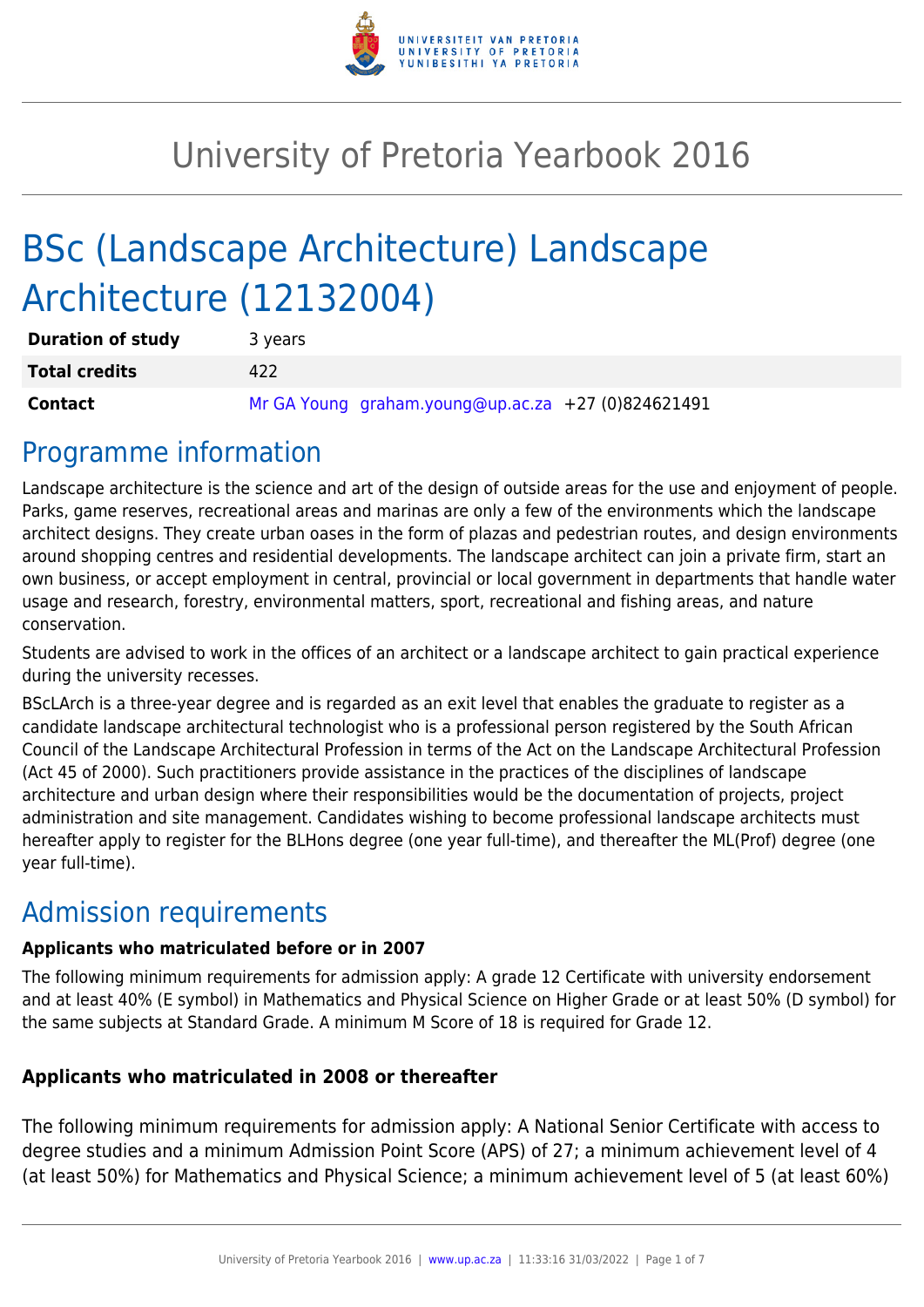# University of Pretoria Yearbook 2016

# BSc (Landscape Architecture) Landscape Architecture (12132004)

| | |
|---|---|
| **Duration of study** | 3 years |
| **Total credits** | 422 |
| **Contact** | Mr GA Young graham.young@up.ac.za +27 (0)824621491 |

## Programme information

Landscape architecture is the science and art of the design of outside areas for the use and enjoyment of people. Parks, game reserves, recreational areas and marinas are only a few of the environments which the landscape architect designs. They create urban oases in the form of plazas and pedestrian routes, and design environments around shopping centres and residential developments. The landscape architect can join a private firm, start an own business, or accept employment in central, provincial or local government in departments that handle water usage and research, forestry, environmental matters, sport, recreational and fishing areas, and nature conservation.

Students are advised to work in the offices of an architect or a landscape architect to gain practical experience during the university recesses.

BScLArch is a three-year degree and is regarded as an exit level that enables the graduate to register as a candidate landscape architectural technologist who is a professional person registered by the South African Council of the Landscape Architectural Profession in terms of the Act on the Landscape Architectural Profession (Act 45 of 2000). Such practitioners provide assistance in the practices of the disciplines of landscape architecture and urban design where their responsibilities would be the documentation of projects, project administration and site management. Candidates wishing to become professional landscape architects must hereafter apply to register for the BLHons degree (one year full-time), and thereafter the ML(Prof) degree (one year full-time).

## Admission requirements

**Applicants who matriculated before or in 2007**

The following minimum requirements for admission apply: A grade 12 Certificate with university endorsement and at least 40% (E symbol) in Mathematics and Physical Science on Higher Grade or at least 50% (D symbol) for the same subjects at Standard Grade. A minimum M Score of 18 is required for Grade 12.

**Applicants who matriculated in 2008 or thereafter**

The following minimum requirements for admission apply: A National Senior Certificate with access to degree studies and a minimum Admission Point Score (APS) of 27; a minimum achievement level of 4 (at least 50%) for Mathematics and Physical Science; a minimum achievement level of 5 (at least 60%)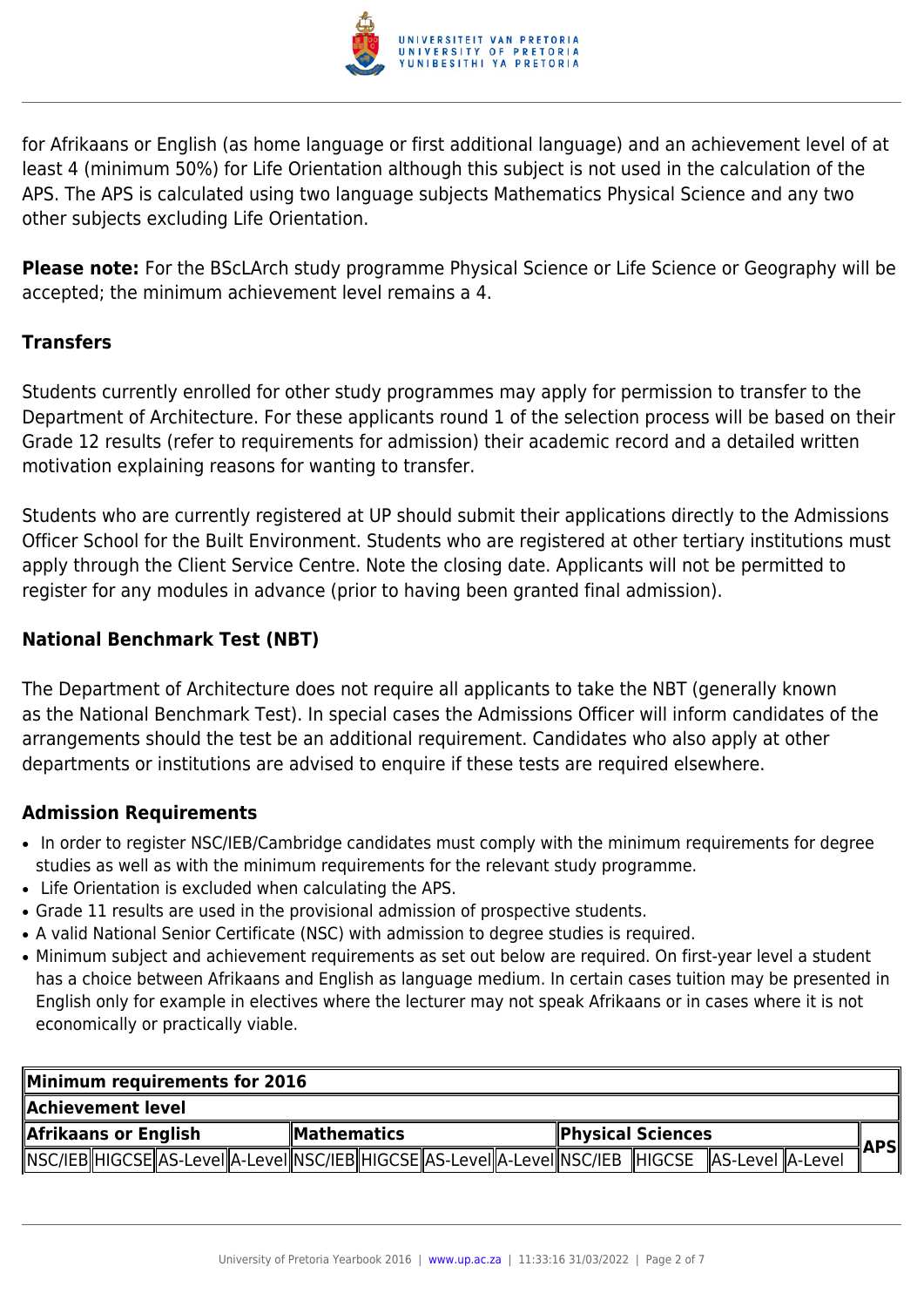for Afrikaans or English (as home language or first additional language) and an achievement level of at least 4 (minimum 50%) for Life Orientation although this subject is not used in the calculation of the APS. The APS is calculated using two language subjects Mathematics Physical Science and any two other subjects excluding Life Orientation.

**Please note:** For the BScLArch study programme Physical Science or Life Science or Geography will be accepted; the minimum achievement level remains a 4.

### Transfers

Students currently enrolled for other study programmes may apply for permission to transfer to the Department of Architecture. For these applicants round 1 of the selection process will be based on their Grade 12 results (refer to requirements for admission) their academic record and a detailed written motivation explaining reasons for wanting to transfer.

Students who are currently registered at UP should submit their applications directly to the Admissions Officer School for the Built Environment. Students who are registered at other tertiary institutions must apply through the Client Service Centre. Note the closing date. Applicants will not be permitted to register for any modules in advance (prior to having been granted final admission).

### National Benchmark Test (NBT)

The Department of Architecture does not require all applicants to take the NBT (generally known as the National Benchmark Test). In special cases the Admissions Officer will inform candidates of the arrangements should the test be an additional requirement. Candidates who also apply at other departments or institutions are advised to enquire if these tests are required elsewhere.

### Admission Requirements

- In order to register NSC/IEB/Cambridge candidates must comply with the minimum requirements for degree studies as well as with the minimum requirements for the relevant study programme.
- Life Orientation is excluded when calculating the APS.
- Grade 11 results are used in the provisional admission of prospective students.
- A valid National Senior Certificate (NSC) with admission to degree studies is required.
- Minimum subject and achievement requirements as set out below are required. On first-year level a student has a choice between Afrikaans and English as language medium. In certain cases tuition may be presented in English only for example in electives where the lecturer may not speak Afrikaans or in cases where it is not economically or practically viable.

| **Minimum requirements for 2016** | | | | | | | | | | | | |
|---|---|---|---|---|---|---|---|---|---|---|---|---|
| **Achievement level** | | | | | | | | | | | | |
| **Afrikaans or English** | | | | **Mathematics** | | | | **Physical Sciences** | | | | **APS** |
| NSC/IEB | HIGCSE | AS-Level | A-Level | NSC/IEB | HIGCSE | AS-Level | A-Level | NSC/IEB | HIGCSE | AS-Level | A-Level | |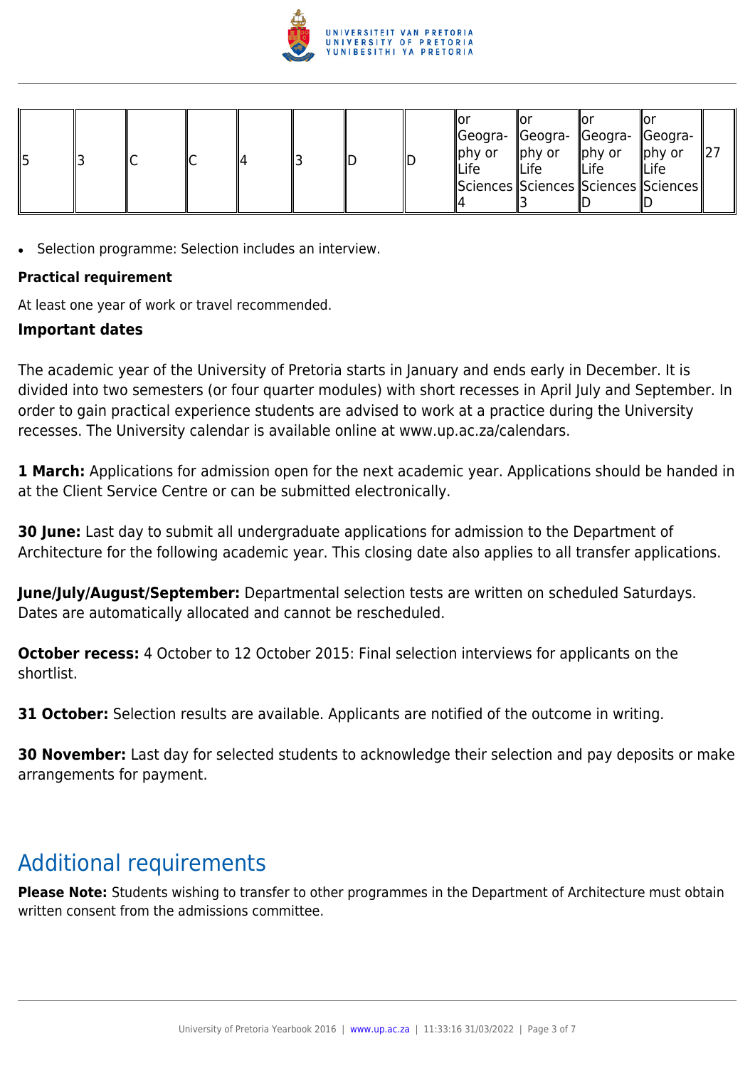| | | | | | | | | | | | | |
|---|---|---|---|---|---|---|---|---|---|---|---|---|
| 5 | 3 | C | C | 4 | 3 | D | D | or Geography or Life Sciences 4 | or Geography or Life Sciences 3 | or Geography or Life Sciences D | or Geography or Life Sciences D | 27 |

- Selection programme: Selection includes an interview.

**Practical requirement**

At least one year of work or travel recommended.

**Important dates**

The academic year of the University of Pretoria starts in January and ends early in December. It is divided into two semesters (or four quarter modules) with short recesses in April July and September. In order to gain practical experience students are advised to work at a practice during the University recesses. The University calendar is available online at www.up.ac.za/calendars.

**1 March:** Applications for admission open for the next academic year. Applications should be handed in at the Client Service Centre or can be submitted electronically.

**30 June:** Last day to submit all undergraduate applications for admission to the Department of Architecture for the following academic year. This closing date also applies to all transfer applications.

**June/July/August/September:** Departmental selection tests are written on scheduled Saturdays. Dates are automatically allocated and cannot be rescheduled.

**October recess:** 4 October to 12 October 2015: Final selection interviews for applicants on the shortlist.

**31 October:** Selection results are available. Applicants are notified of the outcome in writing.

**30 November:** Last day for selected students to acknowledge their selection and pay deposits or make arrangements for payment.

## Additional requirements

**Please Note:** Students wishing to transfer to other programmes in the Department of Architecture must obtain written consent from the admissions committee.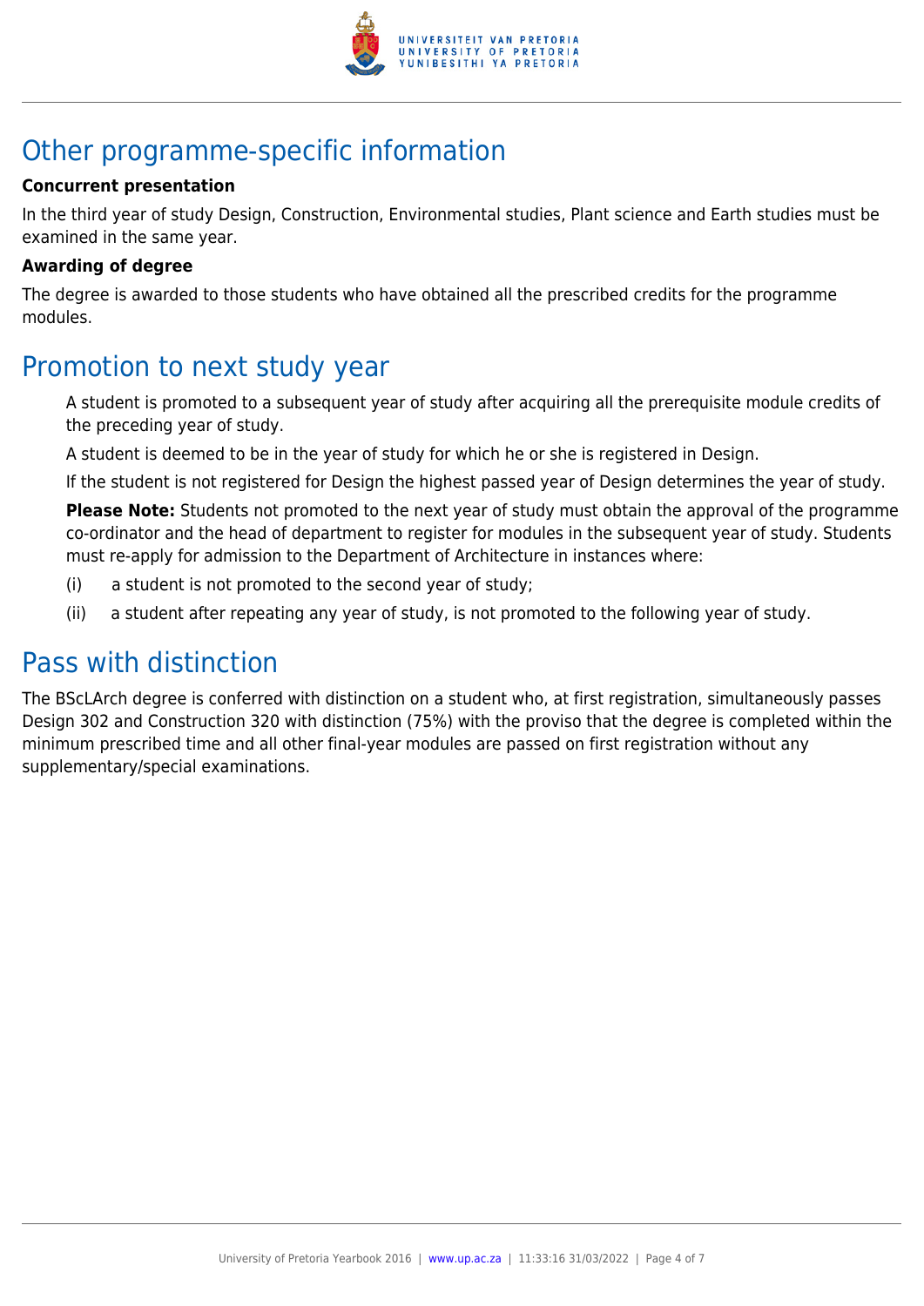## Other programme-specific information

**Concurrent presentation**

In the third year of study Design, Construction, Environmental studies, Plant science and Earth studies must be examined in the same year.

**Awarding of degree**

The degree is awarded to those students who have obtained all the prescribed credits for the programme modules.

## Promotion to next study year

A student is promoted to a subsequent year of study after acquiring all the prerequisite module credits of the preceding year of study.

A student is deemed to be in the year of study for which he or she is registered in Design.

If the student is not registered for Design the highest passed year of Design determines the year of study.

**Please Note:** Students not promoted to the next year of study must obtain the approval of the programme co-ordinator and the head of department to register for modules in the subsequent year of study. Students must re-apply for admission to the Department of Architecture in instances where:

(i) a student is not promoted to the second year of study;

(ii) a student after repeating any year of study, is not promoted to the following year of study.

## Pass with distinction

The BScLArch degree is conferred with distinction on a student who, at first registration, simultaneously passes Design 302 and Construction 320 with distinction (75%) with the proviso that the degree is completed within the minimum prescribed time and all other final-year modules are passed on first registration without any supplementary/special examinations.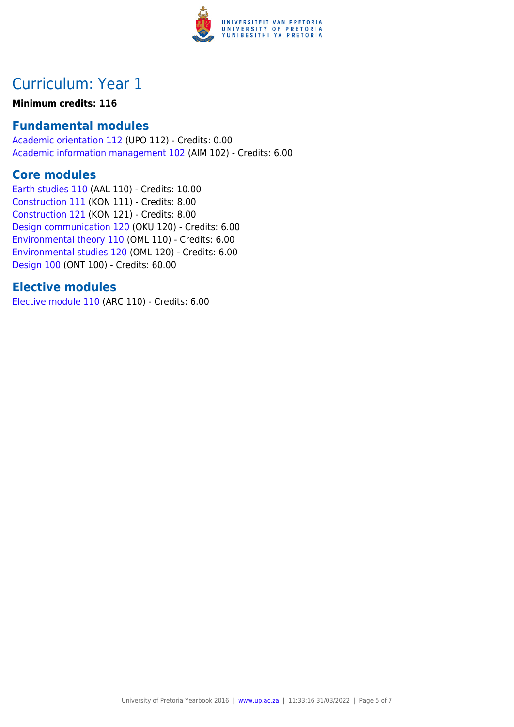# Curriculum: Year 1

**Minimum credits: 116**

## Fundamental modules

Academic orientation 112 (UPO 112) - Credits: 0.00
Academic information management 102 (AIM 102) - Credits: 6.00

## Core modules

Earth studies 110 (AAL 110) - Credits: 10.00
Construction 111 (KON 111) - Credits: 8.00
Construction 121 (KON 121) - Credits: 8.00
Design communication 120 (OKU 120) - Credits: 6.00
Environmental theory 110 (OML 110) - Credits: 6.00
Environmental studies 120 (OML 120) - Credits: 6.00
Design 100 (ONT 100) - Credits: 60.00

## Elective modules

Elective module 110 (ARC 110) - Credits: 6.00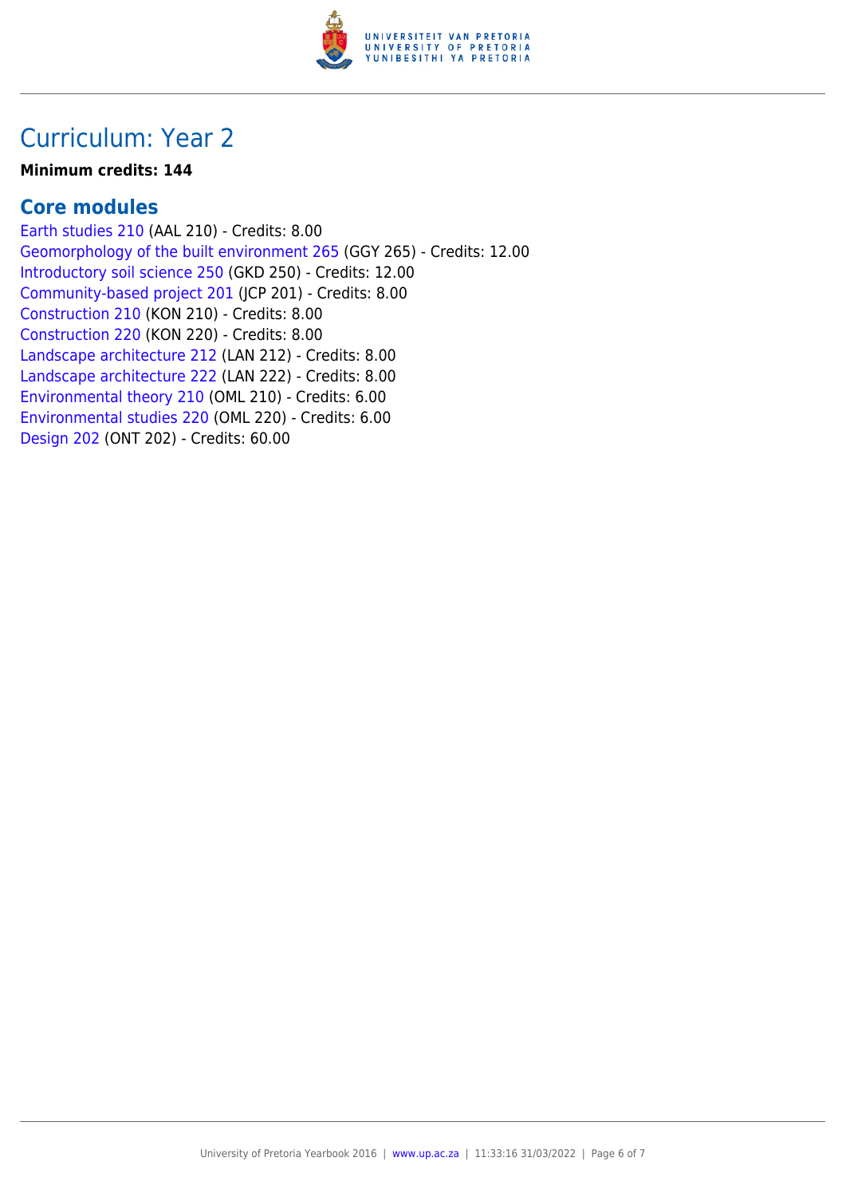# Curriculum: Year 2

**Minimum credits: 144**

## Core modules

Earth studies 210 (AAL 210) - Credits: 8.00
Geomorphology of the built environment 265 (GGY 265) - Credits: 12.00
Introductory soil science 250 (GKD 250) - Credits: 12.00
Community-based project 201 (JCP 201) - Credits: 8.00
Construction 210 (KON 210) - Credits: 8.00
Construction 220 (KON 220) - Credits: 8.00
Landscape architecture 212 (LAN 212) - Credits: 8.00
Landscape architecture 222 (LAN 222) - Credits: 8.00
Environmental theory 210 (OML 210) - Credits: 6.00
Environmental studies 220 (OML 220) - Credits: 6.00
Design 202 (ONT 202) - Credits: 60.00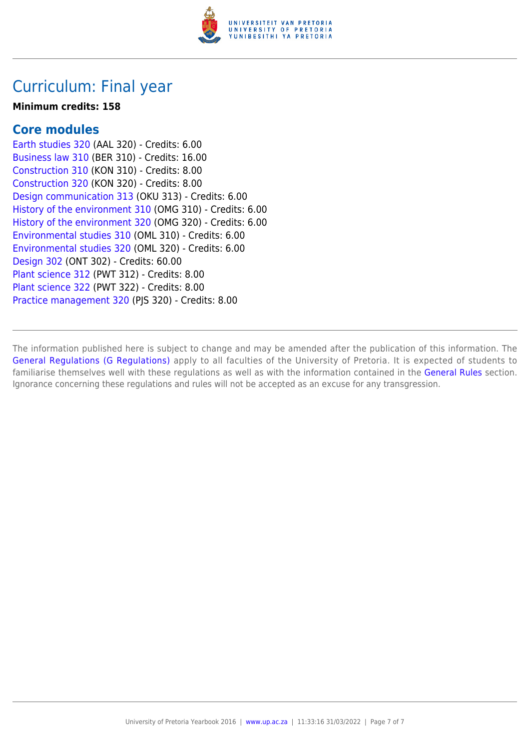# Curriculum: Final year

**Minimum credits: 158**

## Core modules

Earth studies 320 (AAL 320) - Credits: 6.00
Business law 310 (BER 310) - Credits: 16.00
Construction 310 (KON 310) - Credits: 8.00
Construction 320 (KON 320) - Credits: 8.00
Design communication 313 (OKU 313) - Credits: 6.00
History of the environment 310 (OMG 310) - Credits: 6.00
History of the environment 320 (OMG 320) - Credits: 6.00
Environmental studies 310 (OML 310) - Credits: 6.00
Environmental studies 320 (OML 320) - Credits: 6.00
Design 302 (ONT 302) - Credits: 60.00
Plant science 312 (PWT 312) - Credits: 8.00
Plant science 322 (PWT 322) - Credits: 8.00
Practice management 320 (PJS 320) - Credits: 8.00

---

The information published here is subject to change and may be amended after the publication of this information. The General Regulations (G Regulations) apply to all faculties of the University of Pretoria. It is expected of students to familiarise themselves well with these regulations as well as with the information contained in the General Rules section. Ignorance concerning these regulations and rules will not be accepted as an excuse for any transgression.